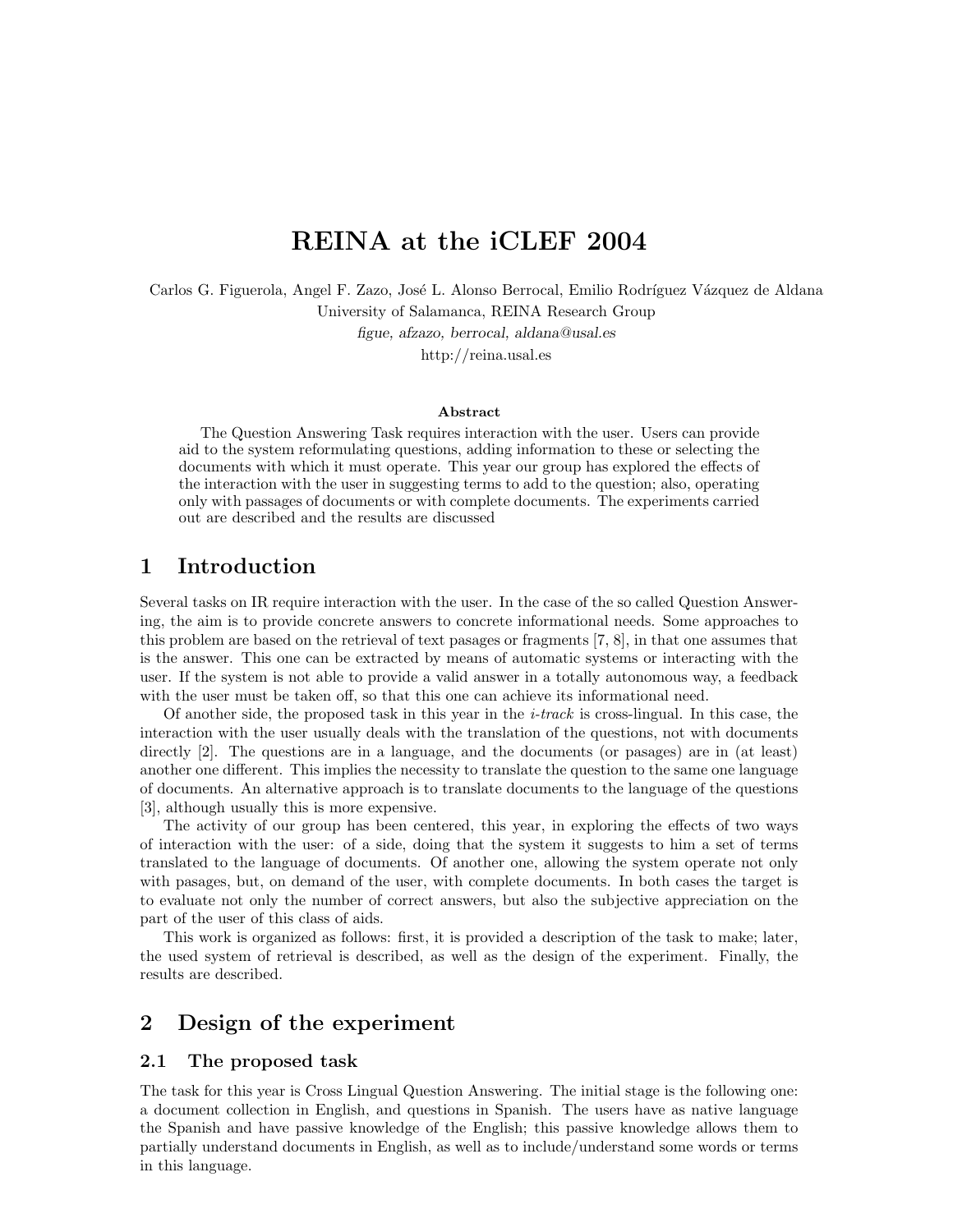# REINA at the iCLEF 2004

Carlos G. Figuerola, Angel F. Zazo, José L. Alonso Berrocal, Emilio Rodríguez Vázquez de Aldana
University of Salamanca, REINA Research Group
*figue, afzazo, berrocal, aldana@usal.es*
http://reina.usal.es

**Abstract**

The Question Answering Task requires interaction with the user. Users can provide aid to the system reformulating questions, adding information to these or selecting the documents with which it must operate. This year our group has explored the effects of the interaction with the user in suggesting terms to add to the question; also, operating only with passages of documents or with complete documents. The experiments carried out are described and the results are discussed

## 1 Introduction

Several tasks on IR require interaction with the user. In the case of the so called Question Answering, the aim is to provide concrete answers to concrete informational needs. Some approaches to this problem are based on the retrieval of text pasages or fragments [7, 8], in that one assumes that is the answer. This one can be extracted by means of automatic systems or interacting with the user. If the system is not able to provide a valid answer in a totally autonomous way, a feedback with the user must be taken off, so that this one can achieve its informational need.

Of another side, the proposed task in this year in the *i-track* is cross-lingual. In this case, the interaction with the user usually deals with the translation of the questions, not with documents directly [2]. The questions are in a language, and the documents (or pasages) are in (at least) another one different. This implies the necessity to translate the question to the same one language of documents. An alternative approach is to translate documents to the language of the questions [3], although usually this is more expensive.

The activity of our group has been centered, this year, in exploring the effects of two ways of interaction with the user: of a side, doing that the system it suggests to him a set of terms translated to the language of documents. Of another one, allowing the system operate not only with pasages, but, on demand of the user, with complete documents. In both cases the target is to evaluate not only the number of correct answers, but also the subjective appreciation on the part of the user of this class of aids.

This work is organized as follows: first, it is provided a description of the task to make; later, the used system of retrieval is described, as well as the design of the experiment. Finally, the results are described.

## 2 Design of the experiment

### 2.1 The proposed task

The task for this year is Cross Lingual Question Answering. The initial stage is the following one: a document collection in English, and questions in Spanish. The users have as native language the Spanish and have passive knowledge of the English; this passive knowledge allows them to partially understand documents in English, as well as to include/understand some words or terms in this language.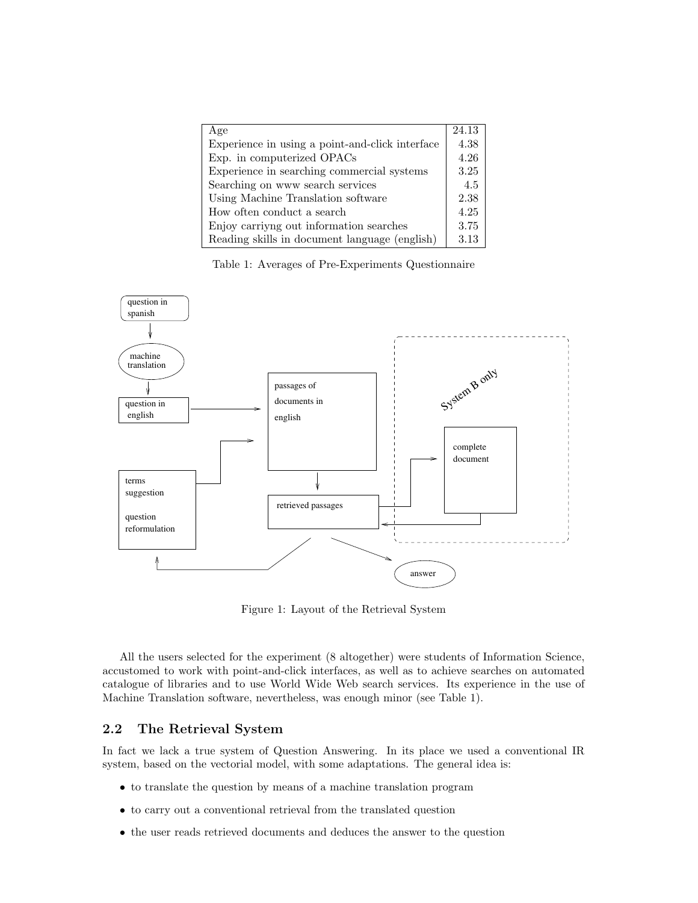| Age | 24.13 |
|---|---|
| Experience in using a point-and-click interface | 4.38 |
| Exp. in computerized OPACs | 4.26 |
| Experience in searching commercial systems | 3.25 |
| Searching on www search services | 4.5 |
| Using Machine Translation software | 2.38 |
| How often conduct a search | 4.25 |
| Enjoy carriyng out information searches | 3.75 |
| Reading skills in document language (english) | 3.13 |

Table 1: Averages of Pre-Experiments Questionnaire

Figure 1: Layout of the Retrieval System

All the users selected for the experiment (8 altogether) were students of Information Science, accustomed to work with point-and-click interfaces, as well as to achieve searches on automated catalogue of libraries and to use World Wide Web search services. Its experience in the use of Machine Translation software, nevertheless, was enough minor (see Table 1).

### 2.2 The Retrieval System

In fact we lack a true system of Question Answering. In its place we used a conventional IR system, based on the vectorial model, with some adaptations. The general idea is:

- to translate the question by means of a machine translation program
- to carry out a conventional retrieval from the translated question
- the user reads retrieved documents and deduces the answer to the question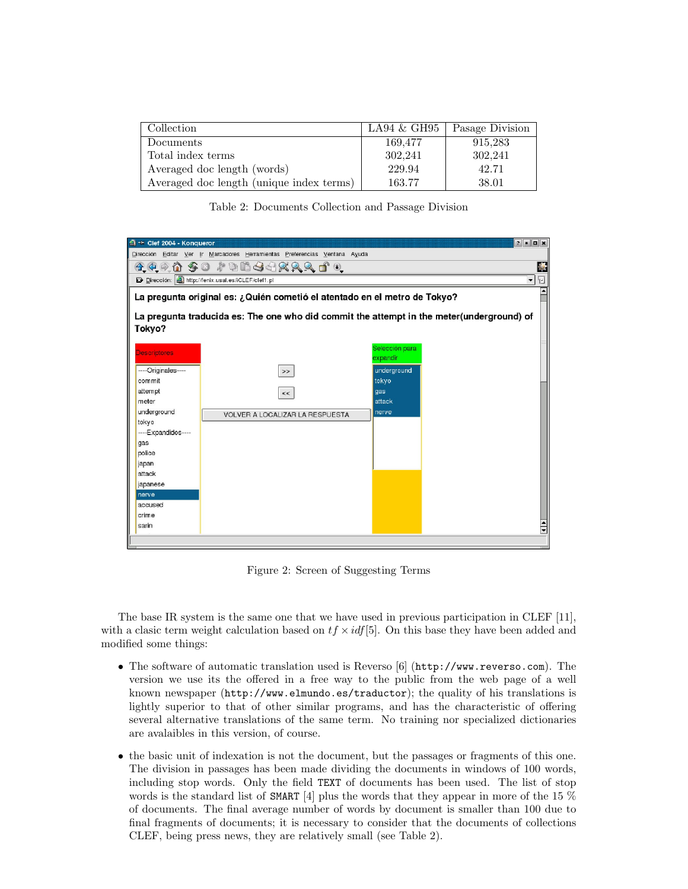| Collection | LA94 & GH95 | Pasage Division |
|---|---|---|
| Documents | 169,477 | 915,283 |
| Total index terms | 302,241 | 302,241 |
| Averaged doc length (words) | 229.94 | 42.71 |
| Averaged doc length (unique index terms) | 163.77 | 38.01 |

Table 2: Documents Collection and Passage Division

Figure 2: Screen of Suggesting Terms

The base IR system is the same one that we have used in previous participation in CLEF [11], with a clasic term weight calculation based on $tf \times idf$[5]. On this base they have been added and modified some things:

- The software of automatic translation used is Reverso [6] (`http://www.reverso.com`). The version we use its the offered in a free way to the public from the web page of a well known newspaper (`http://www.elmundo.es/traductor`); the quality of his translations is lightly superior to that of other similar programs, and has the characteristic of offering several alternative translations of the same term. No training nor specialized dictionaries are avalaibles in this version, of course.

- the basic unit of indexation is not the document, but the passages or fragments of this one. The division in passages has been made dividing the documents in windows of 100 words, including stop words. Only the field `TEXT` of documents has been used. The list of stop words is the standard list of `SMART` [4] plus the words that they appear in more of the 15 % of documents. The final average number of words by document is smaller than 100 due to final fragments of documents; it is necessary to consider that the documents of collections CLEF, being press news, they are relatively small (see Table 2).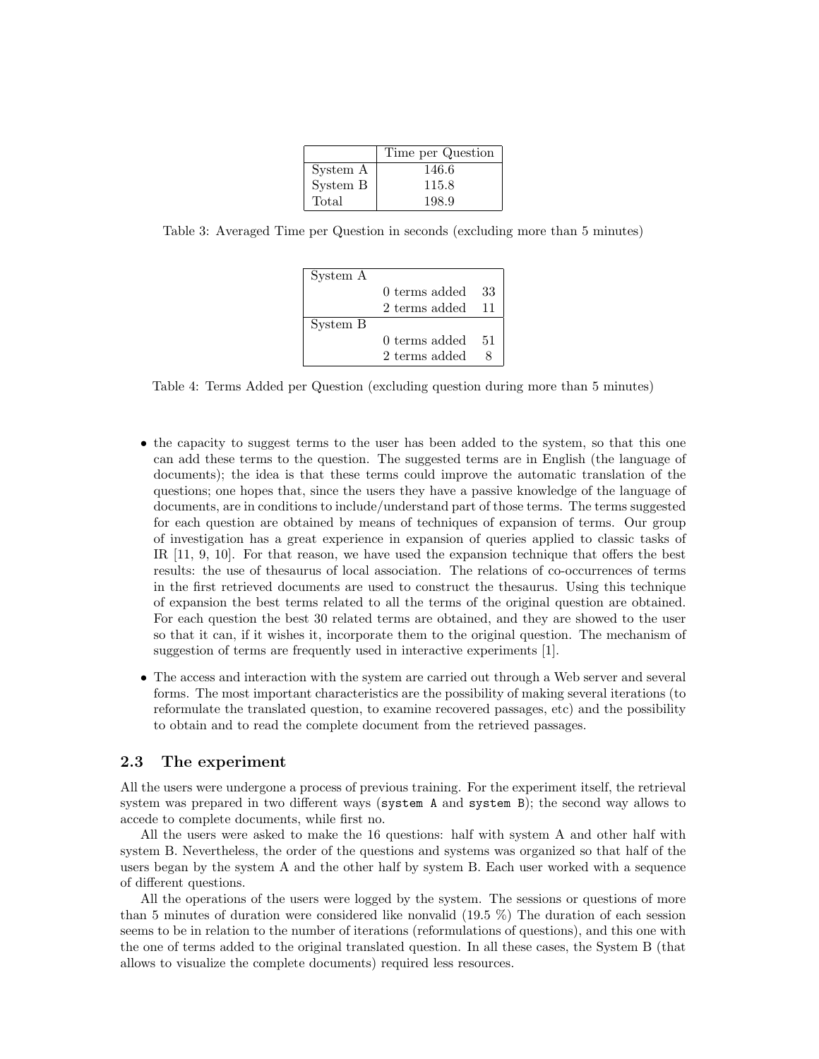| | Time per Question |
|---|---|
| System A | 146.6 |
| System B | 115.8 |
| Total | 198.9 |

Table 3: Averaged Time per Question in seconds (excluding more than 5 minutes)

| | | |
|---|---|---|
| System A | | |
| | 0 terms added | 33 |
| | 2 terms added | 11 |
| System B | | |
| | 0 terms added | 51 |
| | 2 terms added | 8 |

Table 4: Terms Added per Question (excluding question during more than 5 minutes)

- the capacity to suggest terms to the user has been added to the system, so that this one can add these terms to the question. The suggested terms are in English (the language of documents); the idea is that these terms could improve the automatic translation of the questions; one hopes that, since the users they have a passive knowledge of the language of documents, are in conditions to include/understand part of those terms. The terms suggested for each question are obtained by means of techniques of expansion of terms. Our group of investigation has a great experience in expansion of queries applied to classic tasks of IR [11, 9, 10]. For that reason, we have used the expansion technique that offers the best results: the use of thesaurus of local association. The relations of co-occurrences of terms in the first retrieved documents are used to construct the thesaurus. Using this technique of expansion the best terms related to all the terms of the original question are obtained. For each question the best 30 related terms are obtained, and they are showed to the user so that it can, if it wishes it, incorporate them to the original question. The mechanism of suggestion of terms are frequently used in interactive experiments [1].
- The access and interaction with the system are carried out through a Web server and several forms. The most important characteristics are the possibility of making several iterations (to reformulate the translated question, to examine recovered passages, etc) and the possibility to obtain and to read the complete document from the retrieved passages.

### 2.3 The experiment

All the users were undergone a process of previous training. For the experiment itself, the retrieval system was prepared in two different ways (`system A` and `system B`); the second way allows to accede to complete documents, while first no.

All the users were asked to make the 16 questions: half with system A and other half with system B. Nevertheless, the order of the questions and systems was organized so that half of the users began by the system A and the other half by system B. Each user worked with a sequence of different questions.

All the operations of the users were logged by the system. The sessions or questions of more than 5 minutes of duration were considered like nonvalid (19.5 %) The duration of each session seems to be in relation to the number of iterations (reformulations of questions), and this one with the one of terms added to the original translated question. In all these cases, the System B (that allows to visualize the complete documents) required less resources.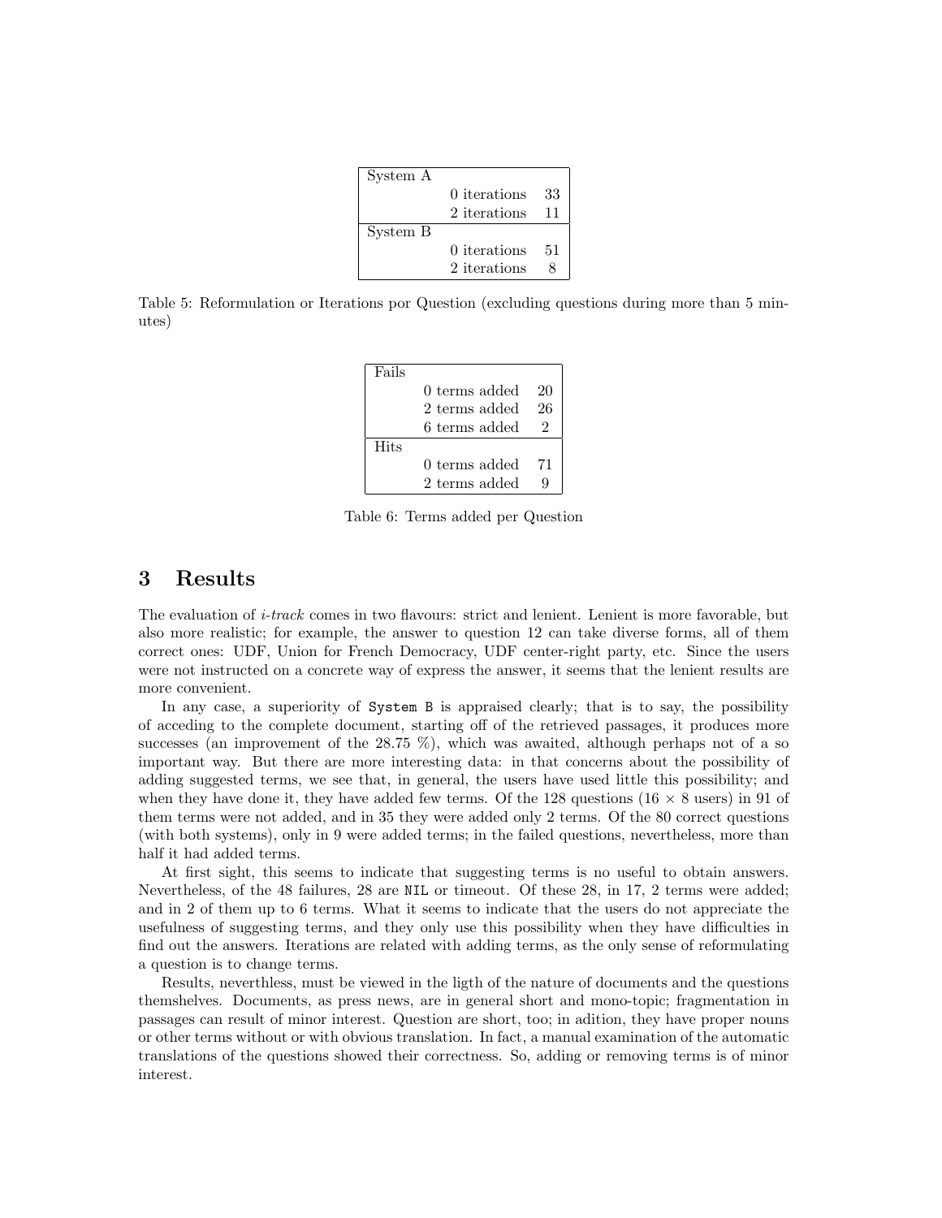| System A | | |
|---|---|---|
| | 0 iterations | 33 |
| | 2 iterations | 11 |
| System B | | |
| | 0 iterations | 51 |
| | 2 iterations | 8 |

Table 5: Reformulation or Iterations por Question (excluding questions during more than 5 minutes)

| Fails | | |
|---|---|---|
| | 0 terms added | 20 |
| | 2 terms added | 26 |
| | 6 terms added | 2 |
| Hits | | |
| | 0 terms added | 71 |
| | 2 terms added | 9 |

Table 6: Terms added per Question

# 3 Results

The evaluation of *i-track* comes in two flavours: strict and lenient. Lenient is more favorable, but also more realistic; for example, the answer to question 12 can take diverse forms, all of them correct ones: UDF, Union for French Democracy, UDF center-right party, etc. Since the users were not instructed on a concrete way of express the answer, it seems that the lenient results are more convenient.

In any case, a superiority of `System B` is appraised clearly; that is to say, the possibility of acceding to the complete document, starting off of the retrieved passages, it produces more successes (an improvement of the 28.75 %), which was awaited, although perhaps not of a so important way. But there are more interesting data: in that concerns about the possibility of adding suggested terms, we see that, in general, the users have used little this possibility; and when they have done it, they have added few terms. Of the 128 questions ($16 \times 8$ users) in 91 of them terms were not added, and in 35 they were added only 2 terms. Of the 80 correct questions (with both systems), only in 9 were added terms; in the failed questions, nevertheless, more than half it had added terms.

At first sight, this seems to indicate that suggesting terms is no useful to obtain answers. Nevertheless, of the 48 failures, 28 are `NIL` or timeout. Of these 28, in 17, 2 terms were added; and in 2 of them up to 6 terms. What it seems to indicate that the users do not appreciate the usefulness of suggesting terms, and they only use this possibility when they have difficulties in find out the answers. Iterations are related with adding terms, as the only sense of reformulating a question is to change terms.

Results, neverthless, must be viewed in the ligth of the nature of documents and the questions themshelves. Documents, as press news, are in general short and mono-topic; fragmentation in passages can result of minor interest. Question are short, too; in adition, they have proper nouns or other terms without or with obvious translation. In fact, a manual examination of the automatic translations of the questions showed their correctness. So, adding or removing terms is of minor interest.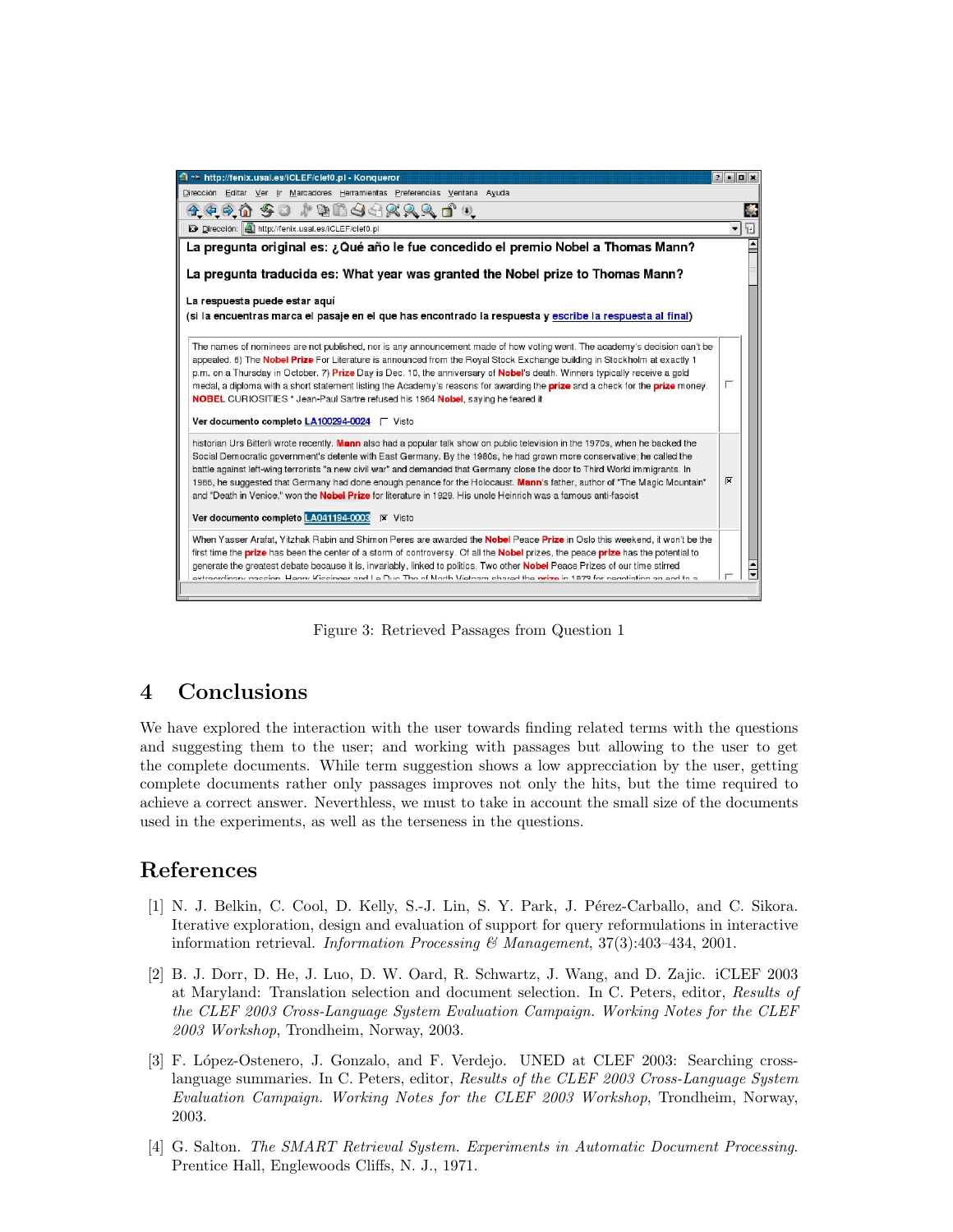Figure 3: Retrieved Passages from Question 1

## 4 Conclusions

We have explored the interaction with the user towards finding related terms with the questions and suggesting them to the user; and working with passages but allowing to the user to get the complete documents. While term suggestion shows a low appreciation by the user, getting complete documents rather only passages improves not only the hits, but the time required to achieve a correct answer. Neverthless, we must to take in account the small size of the documents used in the experiments, as well as the terseness in the questions.

## References

[1] N. J. Belkin, C. Cool, D. Kelly, S.-J. Lin, S. Y. Park, J. Pérez-Carballo, and C. Sikora. Iterative exploration, design and evaluation of support for query reformulations in interactive information retrieval. *Information Processing & Management*, 37(3):403–434, 2001.

[2] B. J. Dorr, D. He, J. Luo, D. W. Oard, R. Schwartz, J. Wang, and D. Zajic. iCLEF 2003 at Maryland: Translation selection and document selection. In C. Peters, editor, *Results of the CLEF 2003 Cross-Language System Evaluation Campaign. Working Notes for the CLEF 2003 Workshop*, Trondheim, Norway, 2003.

[3] F. López-Ostenero, J. Gonzalo, and F. Verdejo. UNED at CLEF 2003: Searching cross-language summaries. In C. Peters, editor, *Results of the CLEF 2003 Cross-Language System Evaluation Campaign. Working Notes for the CLEF 2003 Workshop*, Trondheim, Norway, 2003.

[4] G. Salton. *The SMART Retrieval System. Experiments in Automatic Document Processing.* Prentice Hall, Englewoods Cliffs, N. J., 1971.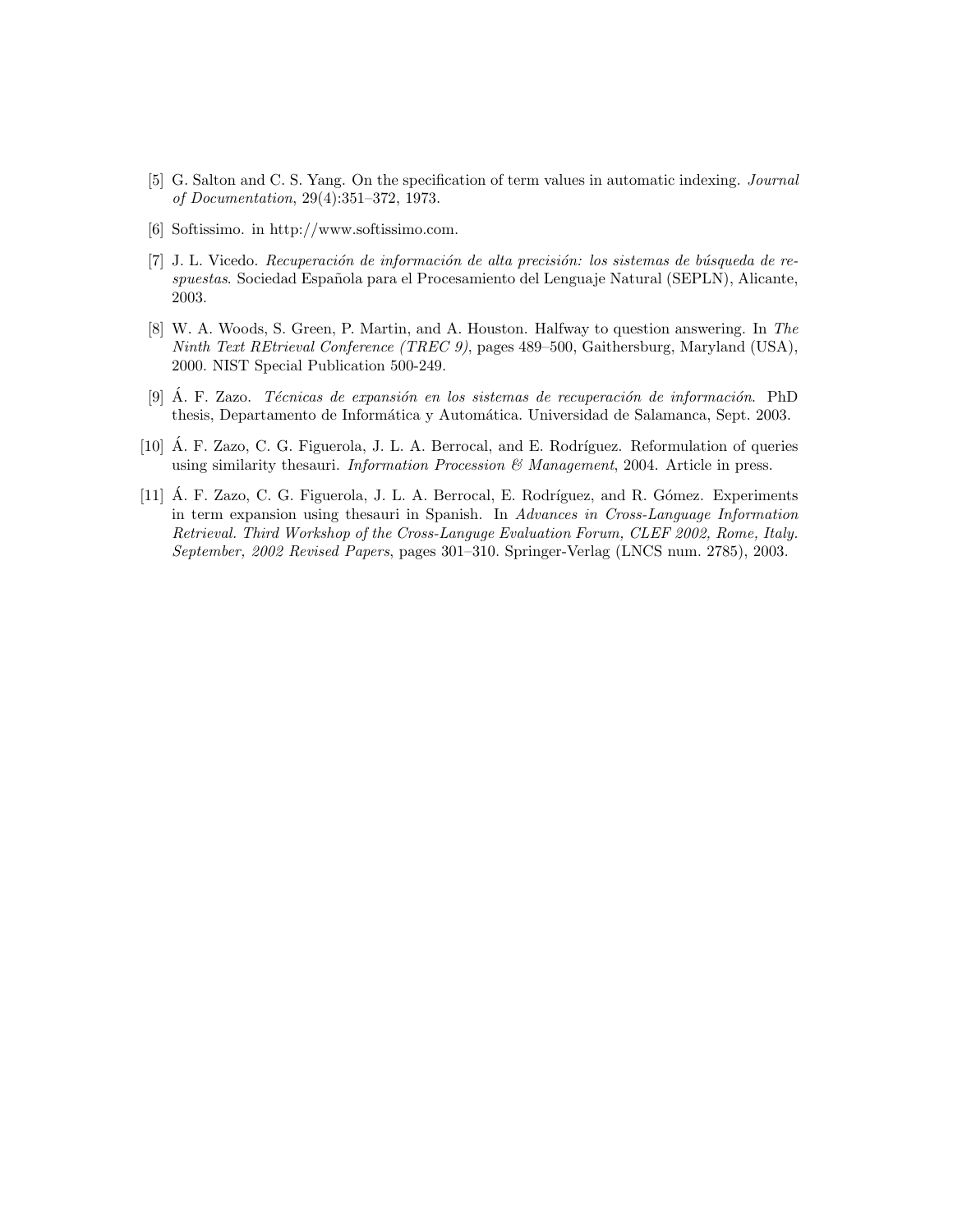[5] G. Salton and C. S. Yang. On the specification of term values in automatic indexing. *Journal of Documentation*, 29(4):351–372, 1973.

[6] Softissimo. in http://www.softissimo.com.

[7] J. L. Vicedo. *Recuperación de información de alta precisión: los sistemas de búsqueda de respuestas*. Sociedad Española para el Procesamiento del Lenguaje Natural (SEPLN), Alicante, 2003.

[8] W. A. Woods, S. Green, P. Martin, and A. Houston. Halfway to question answering. In *The Ninth Text REtrieval Conference (TREC 9)*, pages 489–500, Gaithersburg, Maryland (USA), 2000. NIST Special Publication 500-249.

[9] Á. F. Zazo. *Técnicas de expansión en los sistemas de recuperación de información*. PhD thesis, Departamento de Informática y Automática. Universidad de Salamanca, Sept. 2003.

[10] Á. F. Zazo, C. G. Figuerola, J. L. A. Berrocal, and E. Rodríguez. Reformulation of queries using similarity thesauri. *Information Procession & Management*, 2004. Article in press.

[11] Á. F. Zazo, C. G. Figuerola, J. L. A. Berrocal, E. Rodríguez, and R. Gómez. Experiments in term expansion using thesauri in Spanish. In *Advances in Cross-Language Information Retrieval. Third Workshop of the Cross-Languge Evaluation Forum, CLEF 2002, Rome, Italy. September, 2002 Revised Papers*, pages 301–310. Springer-Verlag (LNCS num. 2785), 2003.